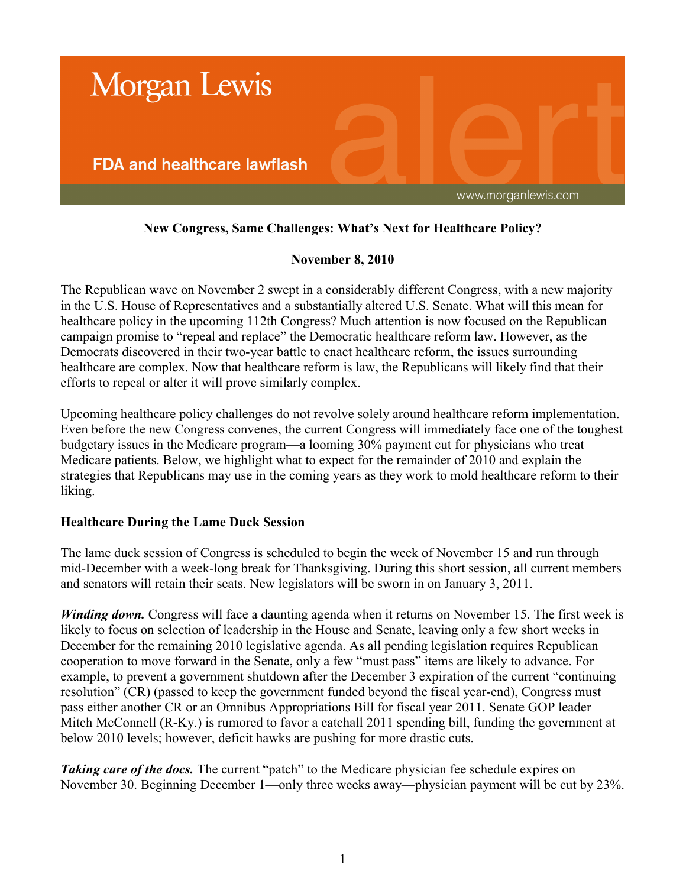Morgan Lewis

FDA and healthcare lawflash

alert

www.morganlewis.com

**New Congress, Same Challenges: What's Next for Healthcare Policy?**

**November 8, 2010**

The Republican wave on November 2 swept in a considerably different Congress, with a new majority in the U.S. House of Representatives and a substantially altered U.S. Senate. What will this mean for healthcare policy in the upcoming 112th Congress? Much attention is now focused on the Republican campaign promise to "repeal and replace" the Democratic healthcare reform law. However, as the Democrats discovered in their two-year battle to enact healthcare reform, the issues surrounding healthcare are complex. Now that healthcare reform is law, the Republicans will likely find that their efforts to repeal or alter it will prove similarly complex.

Upcoming healthcare policy challenges do not revolve solely around healthcare reform implementation. Even before the new Congress convenes, the current Congress will immediately face one of the toughest budgetary issues in the Medicare program—a looming 30% payment cut for physicians who treat Medicare patients. Below, we highlight what to expect for the remainder of 2010 and explain the strategies that Republicans may use in the coming years as they work to mold healthcare reform to their liking.

**Healthcare During the Lame Duck Session**

The lame duck session of Congress is scheduled to begin the week of November 15 and run through mid-December with a week-long break for Thanksgiving. During this short session, all current members and senators will retain their seats. New legislators will be sworn in on January 3, 2011.

***Winding down.*** Congress will face a daunting agenda when it returns on November 15. The first week is likely to focus on selection of leadership in the House and Senate, leaving only a few short weeks in December for the remaining 2010 legislative agenda. As all pending legislation requires Republican cooperation to move forward in the Senate, only a few "must pass" items are likely to advance. For example, to prevent a government shutdown after the December 3 expiration of the current "continuing resolution" (CR) (passed to keep the government funded beyond the fiscal year-end), Congress must pass either another CR or an Omnibus Appropriations Bill for fiscal year 2011. Senate GOP leader Mitch McConnell (R-Ky.) is rumored to favor a catchall 2011 spending bill, funding the government at below 2010 levels; however, deficit hawks are pushing for more drastic cuts.

***Taking care of the docs.*** The current "patch" to the Medicare physician fee schedule expires on November 30. Beginning December 1—only three weeks away—physician payment will be cut by 23%.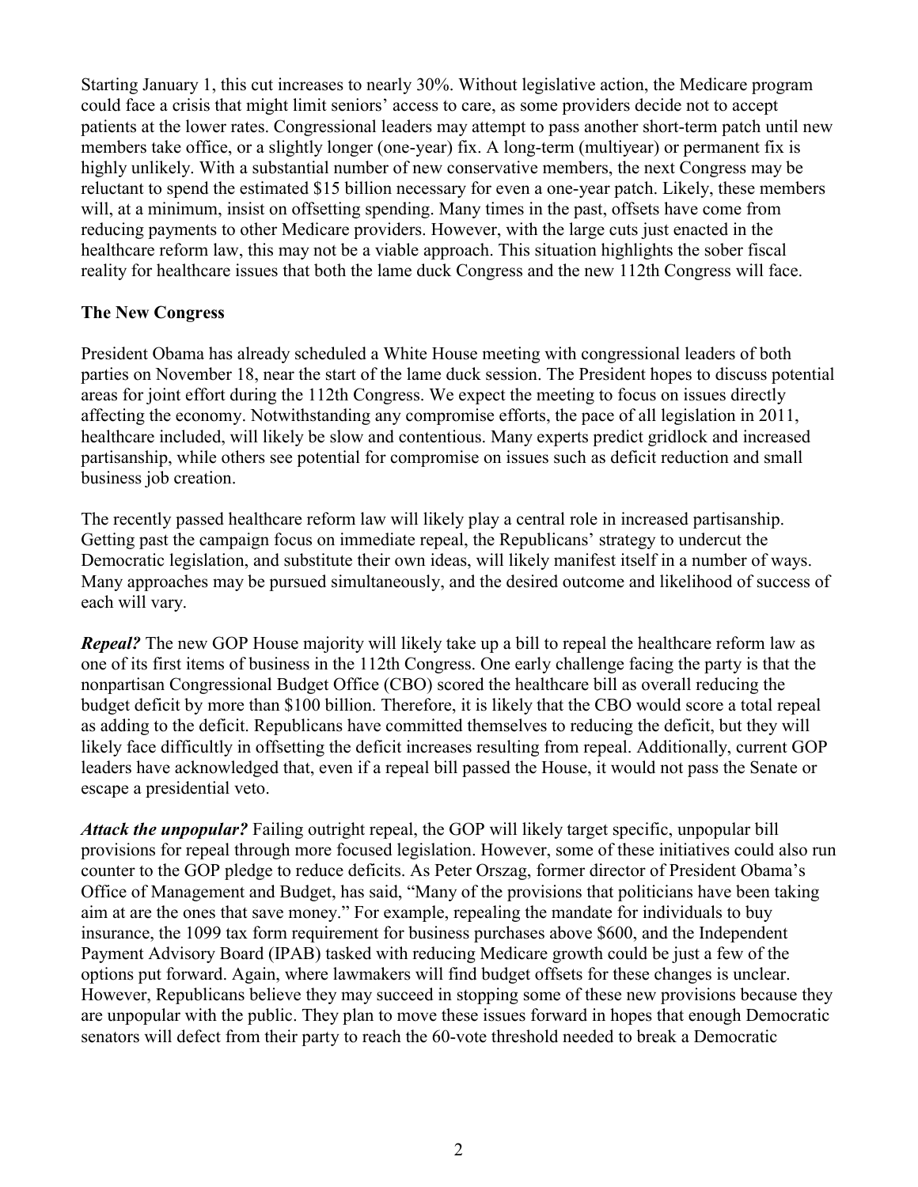Starting January 1, this cut increases to nearly 30%. Without legislative action, the Medicare program could face a crisis that might limit seniors' access to care, as some providers decide not to accept patients at the lower rates. Congressional leaders may attempt to pass another short-term patch until new members take office, or a slightly longer (one-year) fix. A long-term (multiyear) or permanent fix is highly unlikely. With a substantial number of new conservative members, the next Congress may be reluctant to spend the estimated $15 billion necessary for even a one-year patch. Likely, these members will, at a minimum, insist on offsetting spending. Many times in the past, offsets have come from reducing payments to other Medicare providers. However, with the large cuts just enacted in the healthcare reform law, this may not be a viable approach. This situation highlights the sober fiscal reality for healthcare issues that both the lame duck Congress and the new 112th Congress will face.

**The New Congress**

President Obama has already scheduled a White House meeting with congressional leaders of both parties on November 18, near the start of the lame duck session. The President hopes to discuss potential areas for joint effort during the 112th Congress. We expect the meeting to focus on issues directly affecting the economy. Notwithstanding any compromise efforts, the pace of all legislation in 2011, healthcare included, will likely be slow and contentious. Many experts predict gridlock and increased partisanship, while others see potential for compromise on issues such as deficit reduction and small business job creation.

The recently passed healthcare reform law will likely play a central role in increased partisanship. Getting past the campaign focus on immediate repeal, the Republicans' strategy to undercut the Democratic legislation, and substitute their own ideas, will likely manifest itself in a number of ways. Many approaches may be pursued simultaneously, and the desired outcome and likelihood of success of each will vary.

***Repeal?*** The new GOP House majority will likely take up a bill to repeal the healthcare reform law as one of its first items of business in the 112th Congress. One early challenge facing the party is that the nonpartisan Congressional Budget Office (CBO) scored the healthcare bill as overall reducing the budget deficit by more than $100 billion. Therefore, it is likely that the CBO would score a total repeal as adding to the deficit. Republicans have committed themselves to reducing the deficit, but they will likely face difficultly in offsetting the deficit increases resulting from repeal. Additionally, current GOP leaders have acknowledged that, even if a repeal bill passed the House, it would not pass the Senate or escape a presidential veto.

***Attack the unpopular?*** Failing outright repeal, the GOP will likely target specific, unpopular bill provisions for repeal through more focused legislation. However, some of these initiatives could also run counter to the GOP pledge to reduce deficits. As Peter Orszag, former director of President Obama's Office of Management and Budget, has said, "Many of the provisions that politicians have been taking aim at are the ones that save money." For example, repealing the mandate for individuals to buy insurance, the 1099 tax form requirement for business purchases above $600, and the Independent Payment Advisory Board (IPAB) tasked with reducing Medicare growth could be just a few of the options put forward. Again, where lawmakers will find budget offsets for these changes is unclear. However, Republicans believe they may succeed in stopping some of these new provisions because they are unpopular with the public. They plan to move these issues forward in hopes that enough Democratic senators will defect from their party to reach the 60-vote threshold needed to break a Democratic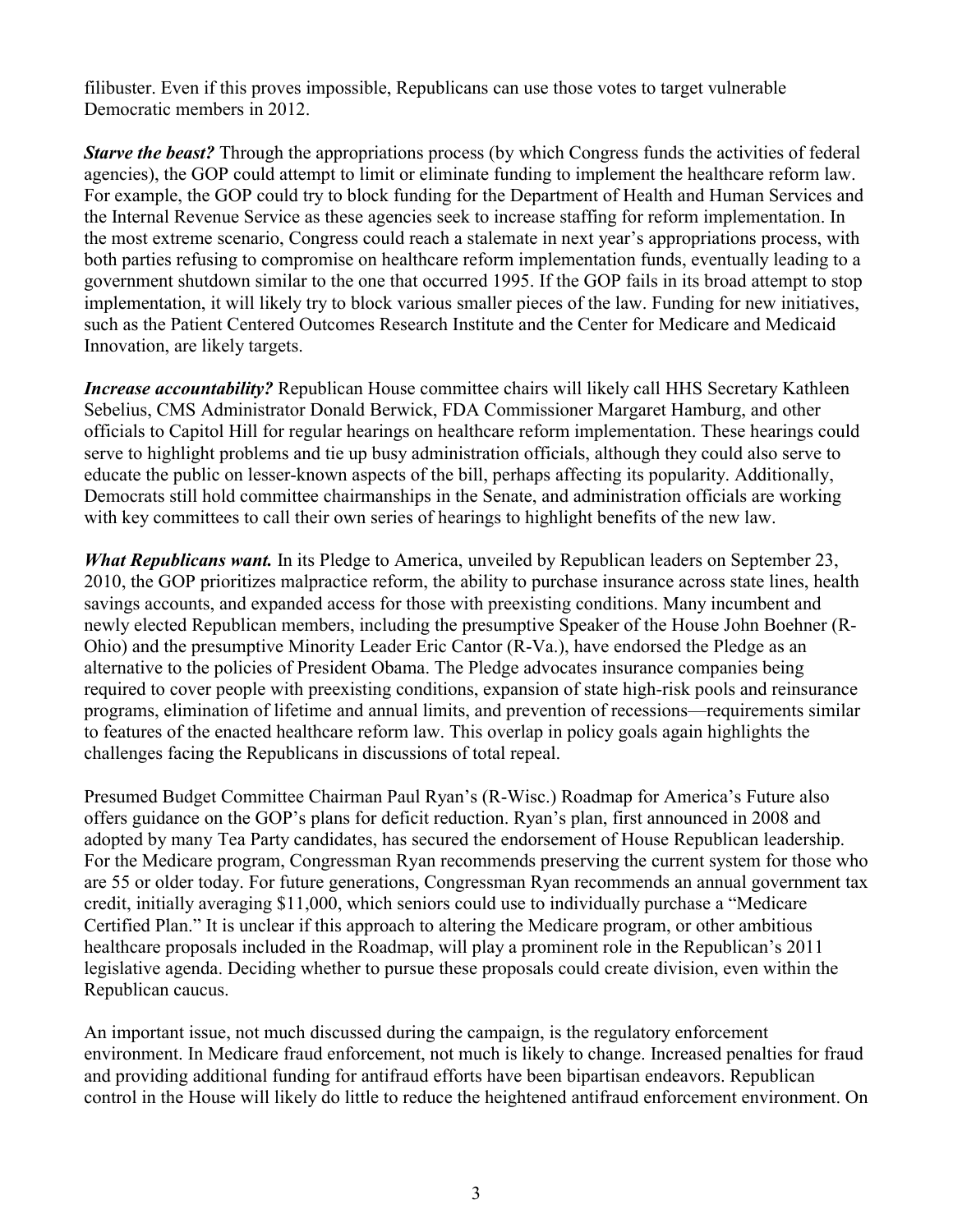filibuster. Even if this proves impossible, Republicans can use those votes to target vulnerable Democratic members in 2012.

***Starve the beast?*** Through the appropriations process (by which Congress funds the activities of federal agencies), the GOP could attempt to limit or eliminate funding to implement the healthcare reform law. For example, the GOP could try to block funding for the Department of Health and Human Services and the Internal Revenue Service as these agencies seek to increase staffing for reform implementation. In the most extreme scenario, Congress could reach a stalemate in next year's appropriations process, with both parties refusing to compromise on healthcare reform implementation funds, eventually leading to a government shutdown similar to the one that occurred 1995. If the GOP fails in its broad attempt to stop implementation, it will likely try to block various smaller pieces of the law. Funding for new initiatives, such as the Patient Centered Outcomes Research Institute and the Center for Medicare and Medicaid Innovation, are likely targets.

***Increase accountability?*** Republican House committee chairs will likely call HHS Secretary Kathleen Sebelius, CMS Administrator Donald Berwick, FDA Commissioner Margaret Hamburg, and other officials to Capitol Hill for regular hearings on healthcare reform implementation. These hearings could serve to highlight problems and tie up busy administration officials, although they could also serve to educate the public on lesser-known aspects of the bill, perhaps affecting its popularity. Additionally, Democrats still hold committee chairmanships in the Senate, and administration officials are working with key committees to call their own series of hearings to highlight benefits of the new law.

***What Republicans want.*** In its Pledge to America, unveiled by Republican leaders on September 23, 2010, the GOP prioritizes malpractice reform, the ability to purchase insurance across state lines, health savings accounts, and expanded access for those with preexisting conditions. Many incumbent and newly elected Republican members, including the presumptive Speaker of the House John Boehner (R-Ohio) and the presumptive Minority Leader Eric Cantor (R-Va.), have endorsed the Pledge as an alternative to the policies of President Obama. The Pledge advocates insurance companies being required to cover people with preexisting conditions, expansion of state high-risk pools and reinsurance programs, elimination of lifetime and annual limits, and prevention of recessions—requirements similar to features of the enacted healthcare reform law. This overlap in policy goals again highlights the challenges facing the Republicans in discussions of total repeal.

Presumed Budget Committee Chairman Paul Ryan's (R-Wisc.) Roadmap for America's Future also offers guidance on the GOP's plans for deficit reduction. Ryan's plan, first announced in 2008 and adopted by many Tea Party candidates, has secured the endorsement of House Republican leadership. For the Medicare program, Congressman Ryan recommends preserving the current system for those who are 55 or older today. For future generations, Congressman Ryan recommends an annual government tax credit, initially averaging $11,000, which seniors could use to individually purchase a "Medicare Certified Plan." It is unclear if this approach to altering the Medicare program, or other ambitious healthcare proposals included in the Roadmap, will play a prominent role in the Republican's 2011 legislative agenda. Deciding whether to pursue these proposals could create division, even within the Republican caucus.

An important issue, not much discussed during the campaign, is the regulatory enforcement environment. In Medicare fraud enforcement, not much is likely to change. Increased penalties for fraud and providing additional funding for antifraud efforts have been bipartisan endeavors. Republican control in the House will likely do little to reduce the heightened antifraud enforcement environment. On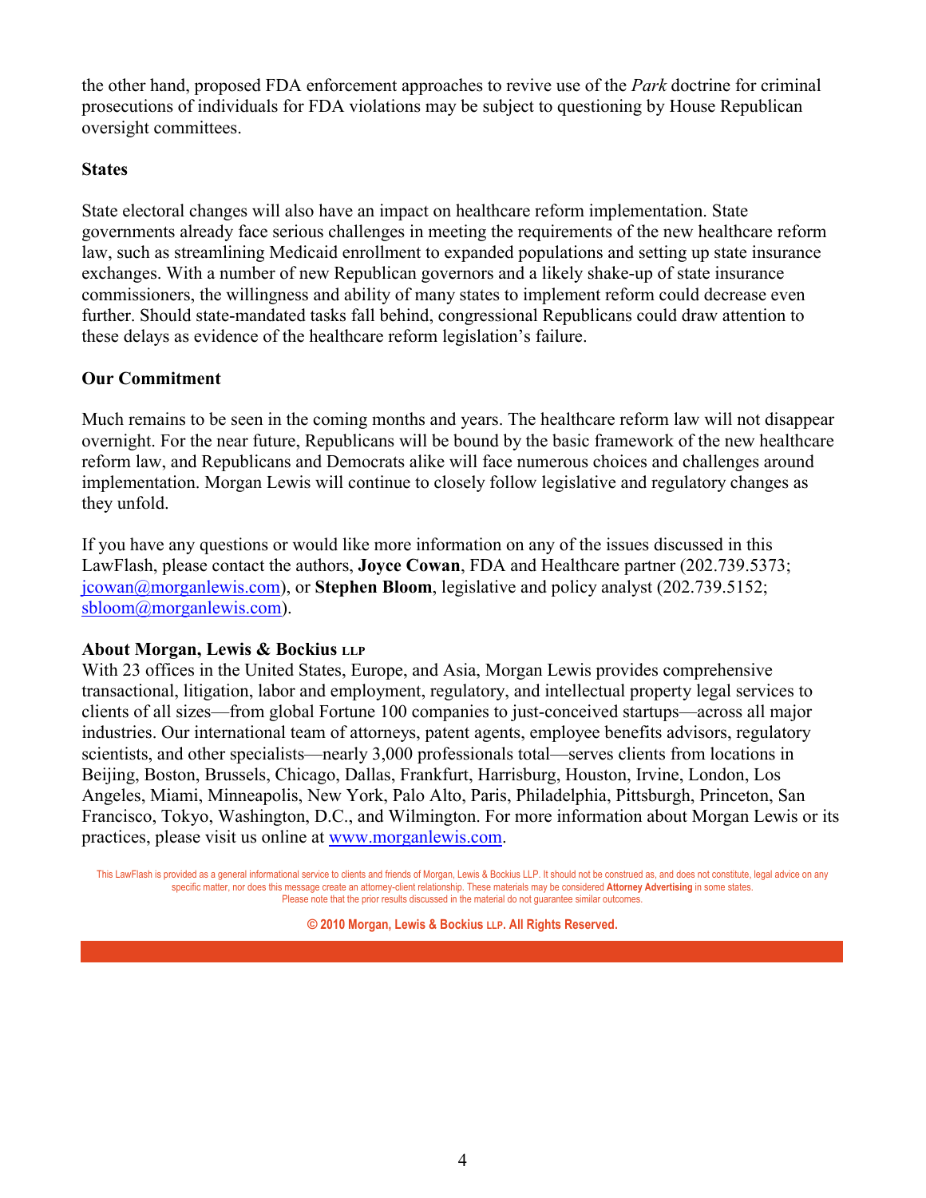the other hand, proposed FDA enforcement approaches to revive use of the *Park* doctrine for criminal prosecutions of individuals for FDA violations may be subject to questioning by House Republican oversight committees.

**States**

State electoral changes will also have an impact on healthcare reform implementation. State governments already face serious challenges in meeting the requirements of the new healthcare reform law, such as streamlining Medicaid enrollment to expanded populations and setting up state insurance exchanges. With a number of new Republican governors and a likely shake-up of state insurance commissioners, the willingness and ability of many states to implement reform could decrease even further. Should state-mandated tasks fall behind, congressional Republicans could draw attention to these delays as evidence of the healthcare reform legislation's failure.

**Our Commitment**

Much remains to be seen in the coming months and years. The healthcare reform law will not disappear overnight. For the near future, Republicans will be bound by the basic framework of the new healthcare reform law, and Republicans and Democrats alike will face numerous choices and challenges around implementation. Morgan Lewis will continue to closely follow legislative and regulatory changes as they unfold.

If you have any questions or would like more information on any of the issues discussed in this LawFlash, please contact the authors, **Joyce Cowan**, FDA and Healthcare partner (202.739.5373; jcowan@morganlewis.com), or **Stephen Bloom**, legislative and policy analyst (202.739.5152; sbloom@morganlewis.com).

**About Morgan, Lewis & Bockius LLP**
With 23 offices in the United States, Europe, and Asia, Morgan Lewis provides comprehensive transactional, litigation, labor and employment, regulatory, and intellectual property legal services to clients of all sizes—from global Fortune 100 companies to just-conceived startups—across all major industries. Our international team of attorneys, patent agents, employee benefits advisors, regulatory scientists, and other specialists—nearly 3,000 professionals total—serves clients from locations in Beijing, Boston, Brussels, Chicago, Dallas, Frankfurt, Harrisburg, Houston, Irvine, London, Los Angeles, Miami, Minneapolis, New York, Palo Alto, Paris, Philadelphia, Pittsburgh, Princeton, San Francisco, Tokyo, Washington, D.C., and Wilmington. For more information about Morgan Lewis or its practices, please visit us online at www.morganlewis.com.

This LawFlash is provided as a general informational service to clients and friends of Morgan, Lewis & Bockius LLP. It should not be construed as, and does not constitute, legal advice on any specific matter, nor does this message create an attorney-client relationship. These materials may be considered **Attorney Advertising** in some states. Please note that the prior results discussed in the material do not guarantee similar outcomes.

**© 2010 Morgan, Lewis & Bockius LLP. All Rights Reserved.**